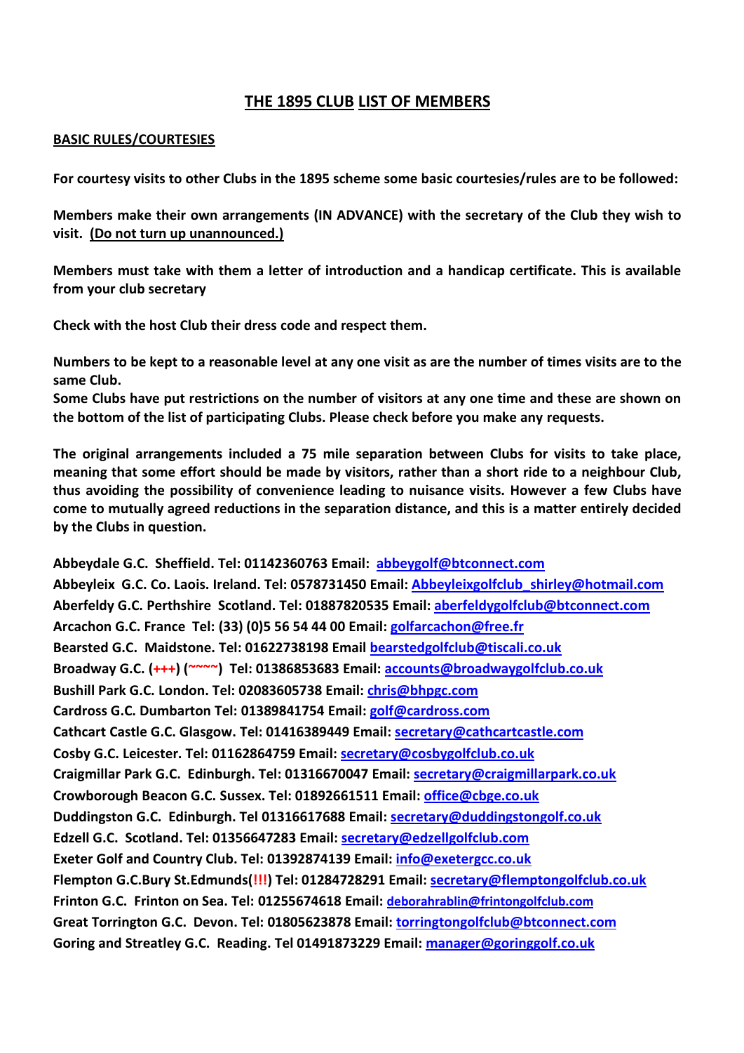# THE 1895 CLUB LIST OF MEMBERS

## BASIC RULES/COURTESIES

**For courtesy visits to other Clubs in the 1895 scheme some basic courtesies/rules are to be followed:**

**Members make their own arrangements (IN ADVANCE) with the secretary of the Club they wish to visit. (Do not turn up unannounced.)**

**Members must take with them a letter of introduction and a handicap certificate. This is available from your club secretary**

**Check with the host Club their dress code and respect them.**

**Numbers to be kept to a reasonable level at any one visit as are the number of times visits are to the same Club.**
**Some Clubs have put restrictions on the number of visitors at any one time and these are shown on the bottom of the list of participating Clubs. Please check before you make any requests.**

**The original arrangements included a 75 mile separation between Clubs for visits to take place, meaning that some effort should be made by visitors, rather than a short ride to a neighbour Club, thus avoiding the possibility of convenience leading to nuisance visits. However a few Clubs have come to mutually agreed reductions in the separation distance, and this is a matter entirely decided by the Clubs in question.**

**Abbeydale G.C. Sheffield. Tel: 01142360763 Email: abbeygolf@btconnect.com**
**Abbeyleix G.C. Co. Laois. Ireland. Tel: 0578731450 Email: Abbeyleixgolfclub_shirley@hotmail.com**
**Aberfeldy G.C. Perthshire Scotland. Tel: 01887820535 Email: aberfeldygolfclub@btconnect.com**
**Arcachon G.C. France Tel: (33) (0)5 56 54 44 00 Email: golfarcachon@free.fr**
**Bearsted G.C. Maidstone. Tel: 01622738198 Email bearstedgolfclub@tiscali.co.uk**
**Broadway G.C. (+++) (~~~~) Tel: 01386853683 Email: accounts@broadwaygolfclub.co.uk**
**Bushill Park G.C. London. Tel: 02083605738 Email: chris@bhpgc.com**
**Cardross G.C. Dumbarton Tel: 01389841754 Email: golf@cardross.com**
**Cathcart Castle G.C. Glasgow. Tel: 01416389449 Email: secretary@cathcartcastle.com**
**Cosby G.C. Leicester. Tel: 01162864759 Email: secretary@cosbygolfclub.co.uk**
**Craigmillar Park G.C. Edinburgh. Tel: 01316670047 Email: secretary@craigmillarpark.co.uk**
**Crowborough Beacon G.C. Sussex. Tel: 01892661511 Email: office@cbge.co.uk**
**Duddingston G.C. Edinburgh. Tel 01316617688 Email: secretary@duddingstongolf.co.uk**
**Edzell G.C. Scotland. Tel: 01356647283 Email: secretary@edzellgolfclub.com**
**Exeter Golf and Country Club. Tel: 01392874139 Email: info@exetergcc.co.uk**
**Flempton G.C.Bury St.Edmunds(!!!) Tel: 01284728291 Email: secretary@flemptongolfclub.co.uk**
**Frinton G.C. Frinton on Sea. Tel: 01255674618 Email: deborahrablin@frintongolfclub.com**
**Great Torrington G.C. Devon. Tel: 01805623878 Email: torringtongolfclub@btconnect.com**
**Goring and Streatley G.C. Reading. Tel 01491873229 Email: manager@goringgolf.co.uk**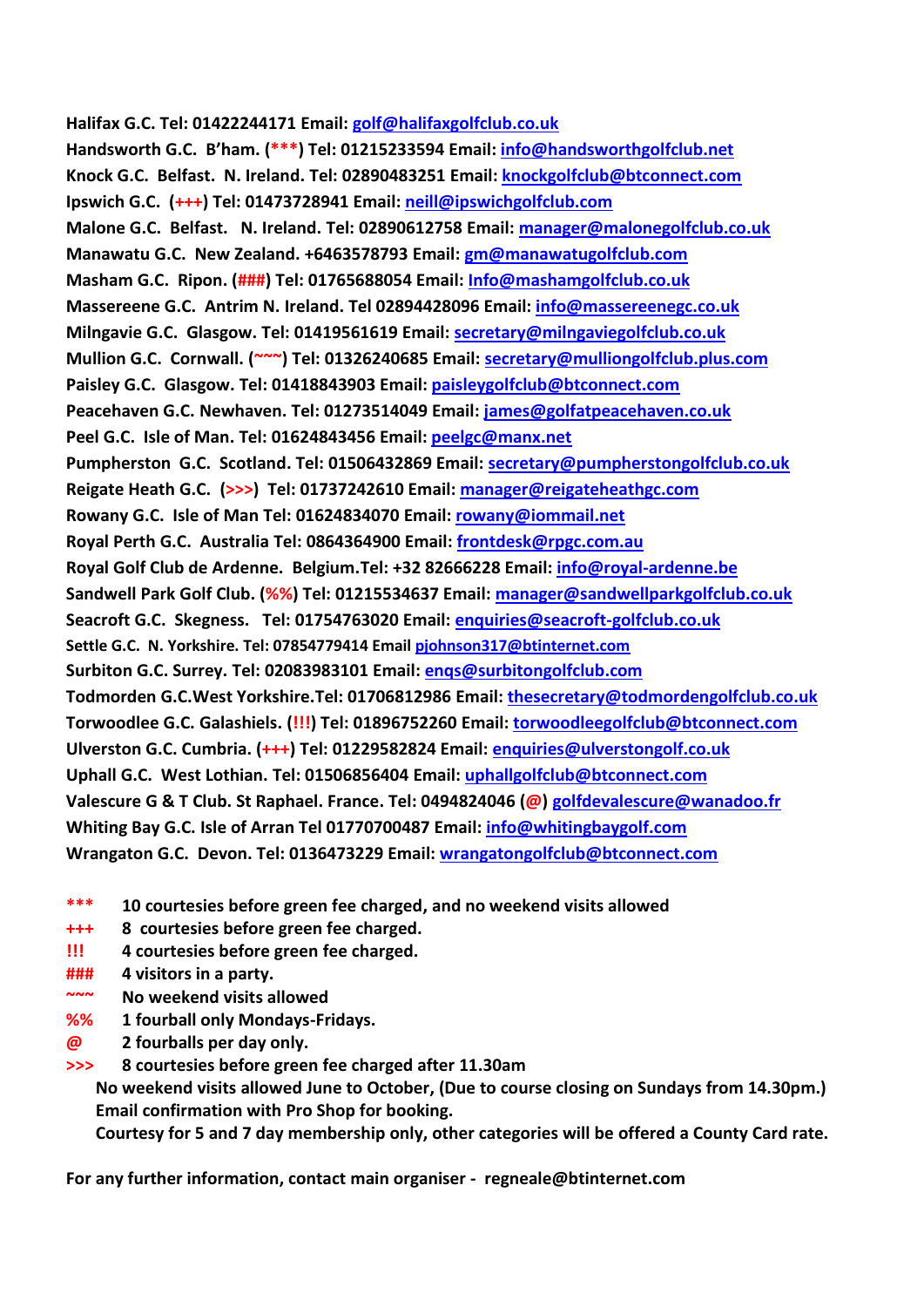**Halifax G.C. Tel: 01422244171 Email: golf@halifaxgolfclub.co.uk**
**Handsworth G.C. B'ham. (***) Tel: 01215233594 Email: info@handsworthgolfclub.net**
**Knock G.C. Belfast. N. Ireland. Tel: 02890483251 Email: knockgolfclub@btconnect.com**
**Ipswich G.C. (+++) Tel: 01473728941 Email: neill@ipswichgolfclub.com**
**Malone G.C. Belfast. N. Ireland. Tel: 02890612758 Email: manager@malonegolfclub.co.uk**
**Manawatu G.C. New Zealand. +6463578793 Email: gm@manawatugolfclub.com**
**Masham G.C. Ripon. (###) Tel: 01765688054 Email: Info@mashamgolfclub.co.uk**
**Massereene G.C. Antrim N. Ireland. Tel 02894428096 Email: info@massereenegc.co.uk**
**Milngavie G.C. Glasgow. Tel: 01419561619 Email: secretary@milngaviegolfclub.co.uk**
**Mullion G.C. Cornwall. (~~~) Tel: 01326240685 Email: secretary@mulliongolfclub.plus.com**
**Paisley G.C. Glasgow. Tel: 01418843903 Email: paisleygolfclub@btconnect.com**
**Peacehaven G.C. Newhaven. Tel: 01273514049 Email: james@golfatpeacehaven.co.uk**
**Peel G.C. Isle of Man. Tel: 01624843456 Email: peelgc@manx.net**
**Pumpherston G.C. Scotland. Tel: 01506432869 Email: secretary@pumpherstongolfclub.co.uk**
**Reigate Heath G.C. (>>>) Tel: 01737242610 Email: manager@reigateheathgc.com**
**Rowany G.C. Isle of Man Tel: 01624834070 Email: rowany@iommail.net**
**Royal Perth G.C. Australia Tel: 0864364900 Email: frontdesk@rpgc.com.au**
**Royal Golf Club de Ardenne. Belgium.Tel: +32 82666228 Email: info@royal-ardenne.be**
**Sandwell Park Golf Club. (%%) Tel: 01215534637 Email: manager@sandwellparkgolfclub.co.uk**
**Seacroft G.C. Skegness. Tel: 01754763020 Email: enquiries@seacroft-golfclub.co.uk**
**Settle G.C. N. Yorkshire. Tel: 07854779414 Email pjohnson317@btinternet.com**
**Surbiton G.C. Surrey. Tel: 02083983101 Email: enqs@surbitongolfclub.com**
**Todmorden G.C.West Yorkshire.Tel: 01706812986 Email: thesecretary@todmordengolfclub.co.uk**
**Torwoodlee G.C. Galashiels. (!!!) Tel: 01896752260 Email: torwoodleegolfclub@btconnect.com**
**Ulverston G.C. Cumbria. (+++) Tel: 01229582824 Email: enquiries@ulverstongolf.co.uk**
**Uphall G.C. West Lothian. Tel: 01506856404 Email: uphallgolfclub@btconnect.com**
**Valescure G & T Club. St Raphael. France. Tel: 0494824046 (@) golfdevalescure@wanadoo.fr**
**Whiting Bay G.C. Isle of Arran Tel 01770700487 Email: info@whitingbaygolf.com**
**Wrangaton G.C. Devon. Tel: 0136473229 Email: wrangatongolfclub@btconnect.com**

**\*\*\*** **10 courtesies before green fee charged, and no weekend visits allowed**
**+++** **8 courtesies before green fee charged.**
**!!!** **4 courtesies before green fee charged.**
**###** **4 visitors in a party.**
**~~~** **No weekend visits allowed**
**%%** **1 fourball only Mondays-Fridays.**
**@** **2 fourballs per day only.**
**>>>** **8 courtesies before green fee charged after 11.30am**
**No weekend visits allowed June to October, (Due to course closing on Sundays from 14.30pm.)**
**Email confirmation with Pro Shop for booking.**
**Courtesy for 5 and 7 day membership only, other categories will be offered a County Card rate.**

**For any further information, contact main organiser - regneale@btinternet.com**